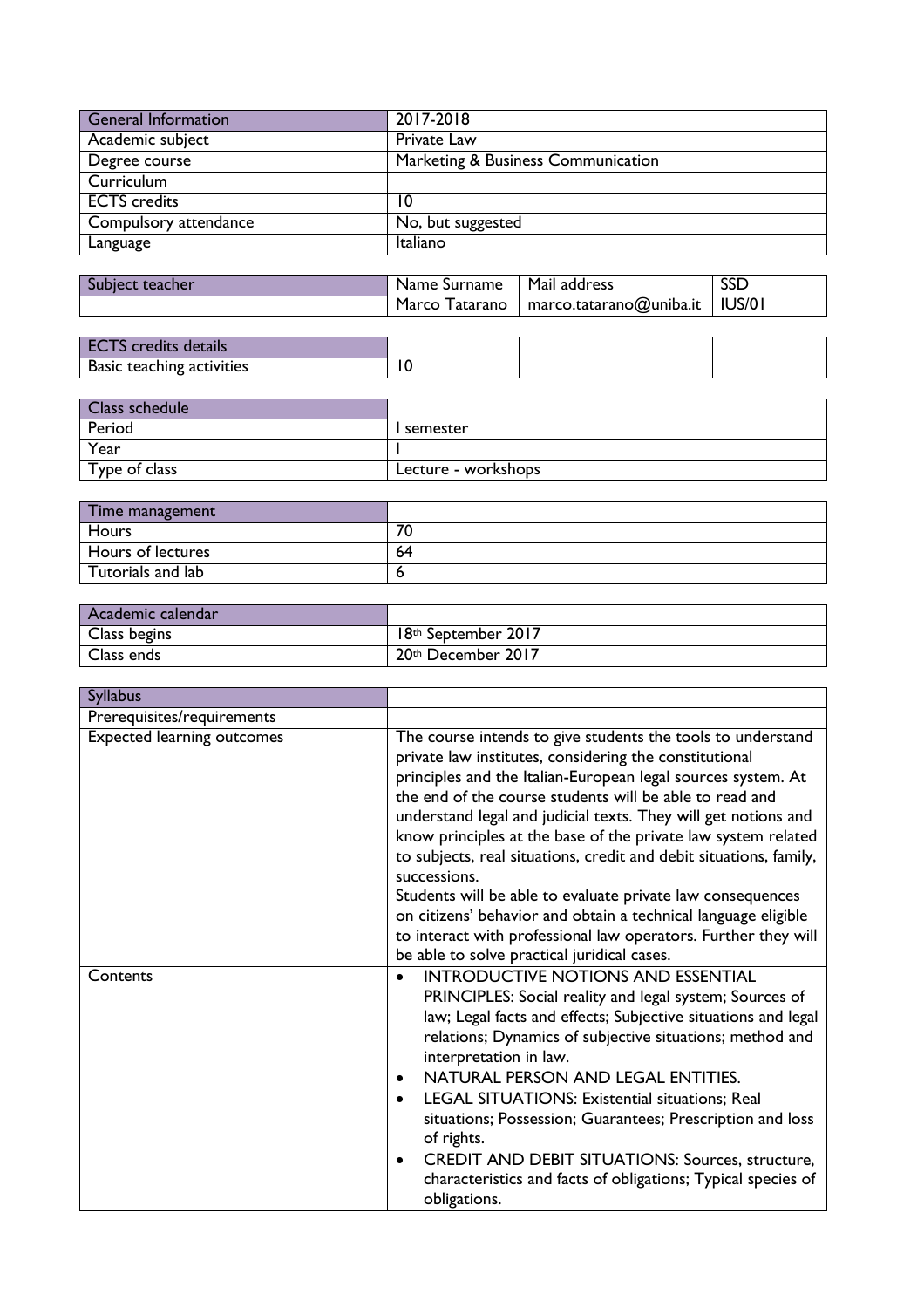| General Information | 2017-2018 |
|---|---|
| Academic subject | Private Law |
| Degree course | Marketing & Business Communication |
| Curriculum | |
| ECTS credits | 10 |
| Compulsory attendance | No, but suggested |
| Language | Italiano |

| Subject teacher | Name Surname | Mail address | SSD |
|---|---|---|---|
| | Marco Tatarano | marco.tatarano@uniba.it | IUS/01 |

| ECTS credits details | | | |
|---|---|---|---|
| Basic teaching activities | 10 | | |

| Class schedule | |
|---|---|
| Period | I semester |
| Year | I |
| Type of class | Lecture - workshops |

| Time management | |
|---|---|
| Hours | 70 |
| Hours of lectures | 64 |
| Tutorials and lab | 6 |

| Academic calendar | |
|---|---|
| Class begins | 18th September 2017 |
| Class ends | 20th December 2017 |

| Syllabus | |
|---|---|
| Prerequisites/requirements | |
| Expected learning outcomes | The course intends to give students the tools to understand private law institutes, considering the constitutional principles and the Italian-European legal sources system. At the end of the course students will be able to read and understand legal and judicial texts. They will get notions and know principles at the base of the private law system related to subjects, real situations, credit and debit situations, family, successions.<br>Students will be able to evaluate private law consequences on citizens' behavior and obtain a technical language eligible to interact with professional law operators. Further they will be able to solve practical juridical cases. |
| Contents | • INTRODUCTIVE NOTIONS AND ESSENTIAL PRINCIPLES: Social reality and legal system; Sources of law; Legal facts and effects; Subjective situations and legal relations; Dynamics of subjective situations; method and interpretation in law.<br>• NATURAL PERSON AND LEGAL ENTITIES.<br>• LEGAL SITUATIONS: Existential situations; Real situations; Possession; Guarantees; Prescription and loss of rights.<br>• CREDIT AND DEBIT SITUATIONS: Sources, structure, characteristics and facts of obligations; Typical species of obligations. |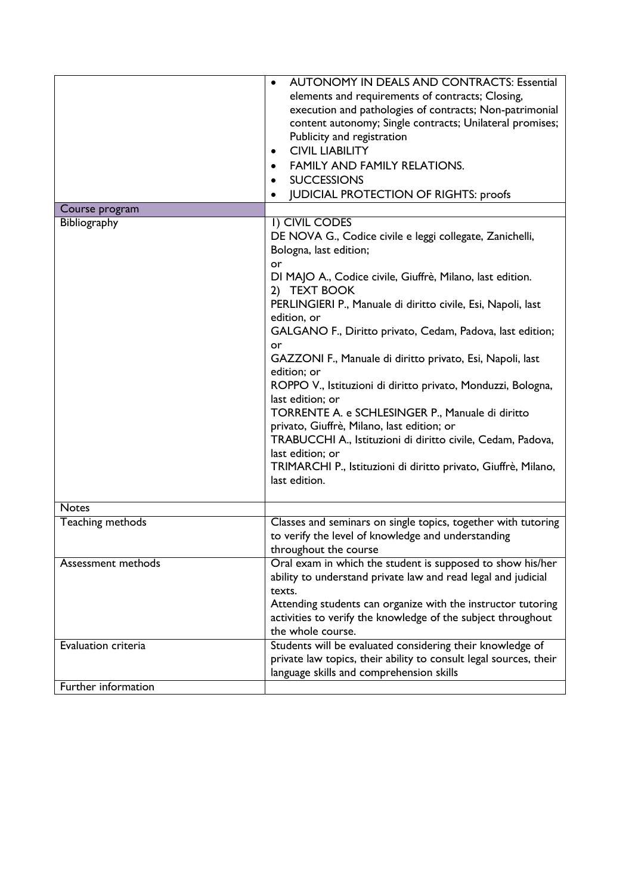| | |
|---|---|
| | • AUTONOMY IN DEALS AND CONTRACTS: Essential elements and requirements of contracts; Closing, execution and pathologies of contracts; Non-patrimonial content autonomy; Single contracts; Unilateral promises; Publicity and registration<br>• CIVIL LIABILITY<br>• FAMILY AND FAMILY RELATIONS.<br>• SUCCESSIONS<br>• JUDICIAL PROTECTION OF RIGHTS: proofs |
| Course program | |
| Bibliography | 1) CIVIL CODES<br>DE NOVA G., Codice civile e leggi collegate, Zanichelli, Bologna, last edition;<br>or<br>DI MAJO A., Codice civile, Giuffrè, Milano, last edition.<br>2) TEXT BOOK<br>PERLINGIERI P., Manuale di diritto civile, Esi, Napoli, last edition, or<br>GALGANO F., Diritto privato, Cedam, Padova, last edition;<br>or<br>GAZZONI F., Manuale di diritto privato, Esi, Napoli, last edition; or<br>ROPPO V., Istituzioni di diritto privato, Monduzzi, Bologna, last edition; or<br>TORRENTE A. e SCHLESINGER P., Manuale di diritto privato, Giuffrè, Milano, last edition; or<br>TRABUCCHI A., Istituzioni di diritto civile, Cedam, Padova, last edition; or<br>TRIMARCHI P., Istituzioni di diritto privato, Giuffrè, Milano, last edition. |
| Notes | |
| Teaching methods | Classes and seminars on single topics, together with tutoring to verify the level of knowledge and understanding throughout the course |
| Assessment methods | Oral exam in which the student is supposed to show his/her ability to understand private law and read legal and judicial texts.<br>Attending students can organize with the instructor tutoring activities to verify the knowledge of the subject throughout the whole course. |
| Evaluation criteria | Students will be evaluated considering their knowledge of private law topics, their ability to consult legal sources, their language skills and comprehension skills |
| Further information | |